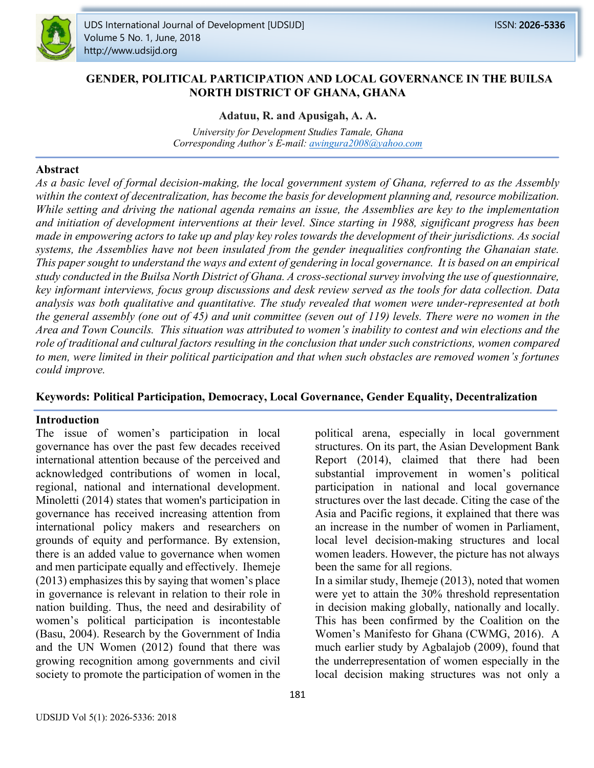# GENDER, POLITICAL PARTICIPATION AND LOCAL GOVERNANCE IN THE BUILSA NORTH DISTRICT OF GHANA, GHANA

**Adatuu, R. and Apusigah, A. A.**

*University for Development Studies Tamale, Ghana*
*Corresponding Author's E-mail: awingura2008@yahoo.com*

## Abstract

*As a basic level of formal decision-making, the local government system of Ghana, referred to as the Assembly within the context of decentralization, has become the basis for development planning and, resource mobilization. While setting and driving the national agenda remains an issue, the Assemblies are key to the implementation and initiation of development interventions at their level. Since starting in 1988, significant progress has been made in empowering actors to take up and play key roles towards the development of their jurisdictions. As social systems, the Assemblies have not been insulated from the gender inequalities confronting the Ghanaian state. This paper sought to understand the ways and extent of gendering in local governance. It is based on an empirical study conducted in the Builsa North District of Ghana. A cross-sectional survey involving the use of questionnaire, key informant interviews, focus group discussions and desk review served as the tools for data collection. Data analysis was both qualitative and quantitative. The study revealed that women were under-represented at both the general assembly (one out of 45) and unit committee (seven out of 119) levels. There were no women in the Area and Town Councils. This situation was attributed to women's inability to contest and win elections and the role of traditional and cultural factors resulting in the conclusion that under such constrictions, women compared to men, were limited in their political participation and that when such obstacles are removed women's fortunes could improve.*

**Keywords: Political Participation, Democracy, Local Governance, Gender Equality, Decentralization**

## Introduction

The issue of women's participation in local governance has over the past few decades received international attention because of the perceived and acknowledged contributions of women in local, regional, national and international development. Minoletti (2014) states that women's participation in governance has received increasing attention from international policy makers and researchers on grounds of equity and performance. By extension, there is an added value to governance when women and men participate equally and effectively. Ihemeje (2013) emphasizes this by saying that women's place in governance is relevant in relation to their role in nation building. Thus, the need and desirability of women's political participation is incontestable (Basu, 2004). Research by the Government of India and the UN Women (2012) found that there was growing recognition among governments and civil society to promote the participation of women in the political arena, especially in local government structures. On its part, the Asian Development Bank Report (2014), claimed that there had been substantial improvement in women's political participation in national and local governance structures over the last decade. Citing the case of the Asia and Pacific regions, it explained that there was an increase in the number of women in Parliament, local level decision-making structures and local women leaders. However, the picture has not always been the same for all regions.

In a similar study, Ihemeje (2013), noted that women were yet to attain the 30% threshold representation in decision making globally, nationally and locally. This has been confirmed by the Coalition on the Women's Manifesto for Ghana (CWMG, 2016). A much earlier study by Agbalajob (2009), found that the underrepresentation of women especially in the local decision making structures was not only a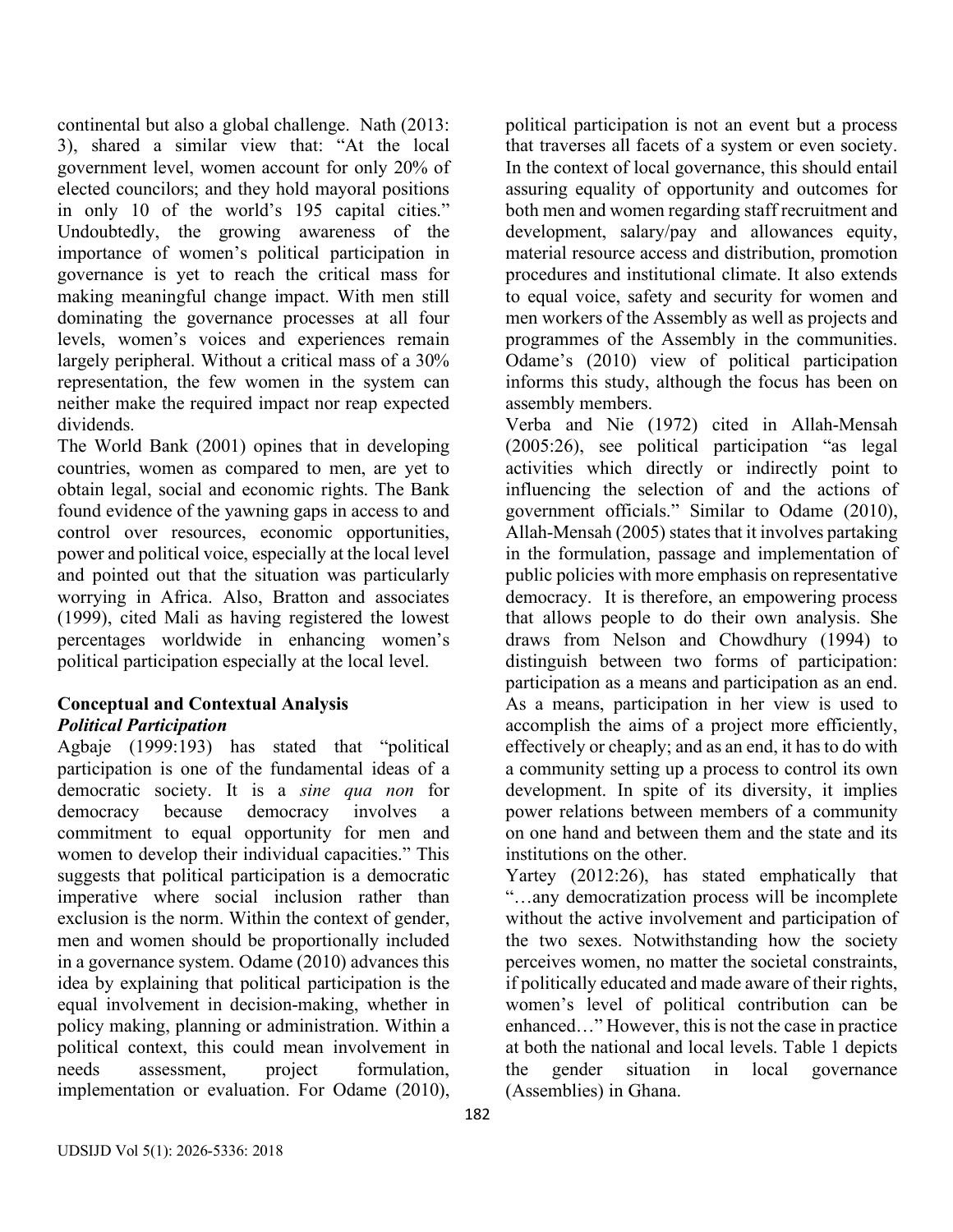continental but also a global challenge. Nath (2013: 3), shared a similar view that: "At the local government level, women account for only 20% of elected councilors; and they hold mayoral positions in only 10 of the world's 195 capital cities." Undoubtedly, the growing awareness of the importance of women's political participation in governance is yet to reach the critical mass for making meaningful change impact. With men still dominating the governance processes at all four levels, women's voices and experiences remain largely peripheral. Without a critical mass of a 30% representation, the few women in the system can neither make the required impact nor reap expected dividends.

The World Bank (2001) opines that in developing countries, women as compared to men, are yet to obtain legal, social and economic rights. The Bank found evidence of the yawning gaps in access to and control over resources, economic opportunities, power and political voice, especially at the local level and pointed out that the situation was particularly worrying in Africa. Also, Bratton and associates (1999), cited Mali as having registered the lowest percentages worldwide in enhancing women's political participation especially at the local level.

## Conceptual and Contextual Analysis

### *Political Participation*

Agbaje (1999:193) has stated that "political participation is one of the fundamental ideas of a democratic society. It is a *sine qua non* for democracy because democracy involves a commitment to equal opportunity for men and women to develop their individual capacities." This suggests that political participation is a democratic imperative where social inclusion rather than exclusion is the norm. Within the context of gender, men and women should be proportionally included in a governance system. Odame (2010) advances this idea by explaining that political participation is the equal involvement in decision-making, whether in policy making, planning or administration. Within a political context, this could mean involvement in needs assessment, project formulation, implementation or evaluation. For Odame (2010), political participation is not an event but a process that traverses all facets of a system or even society. In the context of local governance, this should entail assuring equality of opportunity and outcomes for both men and women regarding staff recruitment and development, salary/pay and allowances equity, material resource access and distribution, promotion procedures and institutional climate. It also extends to equal voice, safety and security for women and men workers of the Assembly as well as projects and programmes of the Assembly in the communities. Odame's (2010) view of political participation informs this study, although the focus has been on assembly members.

Verba and Nie (1972) cited in Allah-Mensah (2005:26), see political participation "as legal activities which directly or indirectly point to influencing the selection of and the actions of government officials." Similar to Odame (2010), Allah-Mensah (2005) states that it involves partaking in the formulation, passage and implementation of public policies with more emphasis on representative democracy. It is therefore, an empowering process that allows people to do their own analysis. She draws from Nelson and Chowdhury (1994) to distinguish between two forms of participation: participation as a means and participation as an end. As a means, participation in her view is used to accomplish the aims of a project more efficiently, effectively or cheaply; and as an end, it has to do with a community setting up a process to control its own development. In spite of its diversity, it implies power relations between members of a community on one hand and between them and the state and its institutions on the other.

Yartey (2012:26), has stated emphatically that "…any democratization process will be incomplete without the active involvement and participation of the two sexes. Notwithstanding how the society perceives women, no matter the societal constraints, if politically educated and made aware of their rights, women's level of political contribution can be enhanced…" However, this is not the case in practice at both the national and local levels. Table 1 depicts the gender situation in local governance (Assemblies) in Ghana.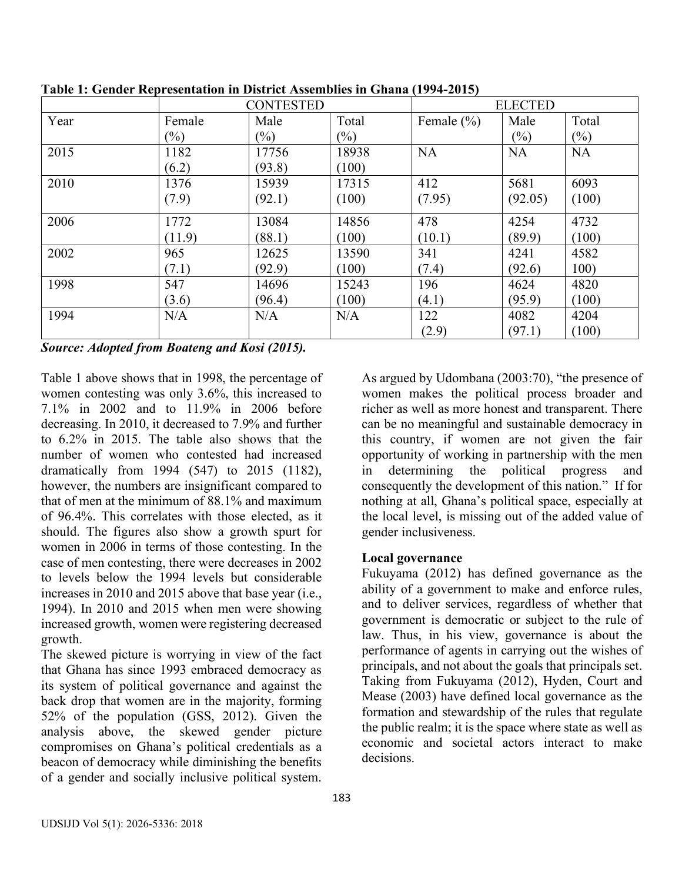**Table 1: Gender Representation in District Assemblies in Ghana (1994-2015)**

| | CONTESTED | | | ELECTED | | |
|---|---|---|---|---|---|---|
| Year | Female (%) | Male (%) | Total (%) | Female (%) | Male (%) | Total (%) |
| 2015 | 1182 (6.2) | 17756 (93.8) | 18938 (100) | NA | NA | NA |
| 2010 | 1376 (7.9) | 15939 (92.1) | 17315 (100) | 412 (7.95) | 5681 (92.05) | 6093 (100) |
| 2006 | 1772 (11.9) | 13084 (88.1) | 14856 (100) | 478 (10.1) | 4254 (89.9) | 4732 (100) |
| 2002 | 965 (7.1) | 12625 (92.9) | 13590 (100) | 341 (7.4) | 4241 (92.6) | 4582 100) |
| 1998 | 547 (3.6) | 14696 (96.4) | 15243 (100) | 196 (4.1) | 4624 (95.9) | 4820 (100) |
| 1994 | N/A | N/A | N/A | 122 (2.9) | 4082 (97.1) | 4204 (100) |

***Source: Adopted from Boateng and Kosi (2015).***

Table 1 above shows that in 1998, the percentage of women contesting was only 3.6%, this increased to 7.1% in 2002 and to 11.9% in 2006 before decreasing. In 2010, it decreased to 7.9% and further to 6.2% in 2015. The table also shows that the number of women who contested had increased dramatically from 1994 (547) to 2015 (1182), however, the numbers are insignificant compared to that of men at the minimum of 88.1% and maximum of 96.4%. This correlates with those elected, as it should. The figures also show a growth spurt for women in 2006 in terms of those contesting. In the case of men contesting, there were decreases in 2002 to levels below the 1994 levels but considerable increases in 2010 and 2015 above that base year (i.e., 1994). In 2010 and 2015 when men were showing increased growth, women were registering decreased growth.

The skewed picture is worrying in view of the fact that Ghana has since 1993 embraced democracy as its system of political governance and against the back drop that women are in the majority, forming 52% of the population (GSS, 2012). Given the analysis above, the skewed gender picture compromises on Ghana's political credentials as a beacon of democracy while diminishing the benefits of a gender and socially inclusive political system.

As argued by Udombana (2003:70), "the presence of women makes the political process broader and richer as well as more honest and transparent. There can be no meaningful and sustainable democracy in this country, if women are not given the fair opportunity of working in partnership with the men in determining the political progress and consequently the development of this nation." If for nothing at all, Ghana's political space, especially at the local level, is missing out of the added value of gender inclusiveness.

**Local governance**

Fukuyama (2012) has defined governance as the ability of a government to make and enforce rules, and to deliver services, regardless of whether that government is democratic or subject to the rule of law. Thus, in his view, governance is about the performance of agents in carrying out the wishes of principals, and not about the goals that principals set. Taking from Fukuyama (2012), Hyden, Court and Mease (2003) have defined local governance as the formation and stewardship of the rules that regulate the public realm; it is the space where state as well as economic and societal actors interact to make decisions.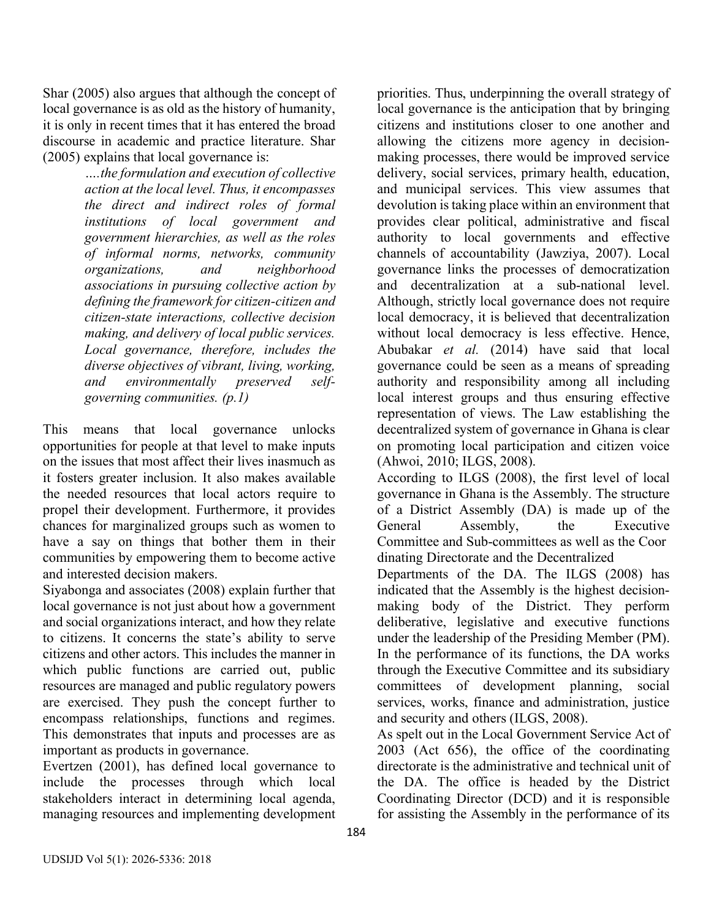Shar (2005) also argues that although the concept of local governance is as old as the history of humanity, it is only in recent times that it has entered the broad discourse in academic and practice literature. Shar (2005) explains that local governance is:

> *….the formulation and execution of collective action at the local level. Thus, it encompasses the direct and indirect roles of formal institutions of local government and government hierarchies, as well as the roles of informal norms, networks, community organizations, and neighborhood associations in pursuing collective action by defining the framework for citizen-citizen and citizen-state interactions, collective decision making, and delivery of local public services. Local governance, therefore, includes the diverse objectives of vibrant, living, working, and environmentally preserved self-governing communities. (p.1)*

This means that local governance unlocks opportunities for people at that level to make inputs on the issues that most affect their lives inasmuch as it fosters greater inclusion. It also makes available the needed resources that local actors require to propel their development. Furthermore, it provides chances for marginalized groups such as women to have a say on things that bother them in their communities by empowering them to become active and interested decision makers.

Siyabonga and associates (2008) explain further that local governance is not just about how a government and social organizations interact, and how they relate to citizens. It concerns the state's ability to serve citizens and other actors. This includes the manner in which public functions are carried out, public resources are managed and public regulatory powers are exercised. They push the concept further to encompass relationships, functions and regimes. This demonstrates that inputs and processes are as important as products in governance.

Evertzen (2001), has defined local governance to include the processes through which local stakeholders interact in determining local agenda, managing resources and implementing development priorities. Thus, underpinning the overall strategy of local governance is the anticipation that by bringing citizens and institutions closer to one another and allowing the citizens more agency in decision-making processes, there would be improved service delivery, social services, primary health, education, and municipal services. This view assumes that devolution is taking place within an environment that provides clear political, administrative and fiscal authority to local governments and effective channels of accountability (Jawziya, 2007). Local governance links the processes of democratization and decentralization at a sub-national level. Although, strictly local governance does not require local democracy, it is believed that decentralization without local democracy is less effective. Hence, Abubakar *et al.* (2014) have said that local governance could be seen as a means of spreading authority and responsibility among all including local interest groups and thus ensuring effective representation of views. The Law establishing the decentralized system of governance in Ghana is clear on promoting local participation and citizen voice (Ahwoi, 2010; ILGS, 2008).

According to ILGS (2008), the first level of local governance in Ghana is the Assembly. The structure of a District Assembly (DA) is made up of the General Assembly, the Executive Committee and Sub-committees as well as the Coordinating Directorate and the Decentralized Departments of the DA. The ILGS (2008) has indicated that the Assembly is the highest decision-making body of the District. They perform deliberative, legislative and executive functions under the leadership of the Presiding Member (PM). In the performance of its functions, the DA works through the Executive Committee and its subsidiary committees of development planning, social services, works, finance and administration, justice and security and others (ILGS, 2008).

As spelt out in the Local Government Service Act of 2003 (Act 656), the office of the coordinating directorate is the administrative and technical unit of the DA. The office is headed by the District Coordinating Director (DCD) and it is responsible for assisting the Assembly in the performance of its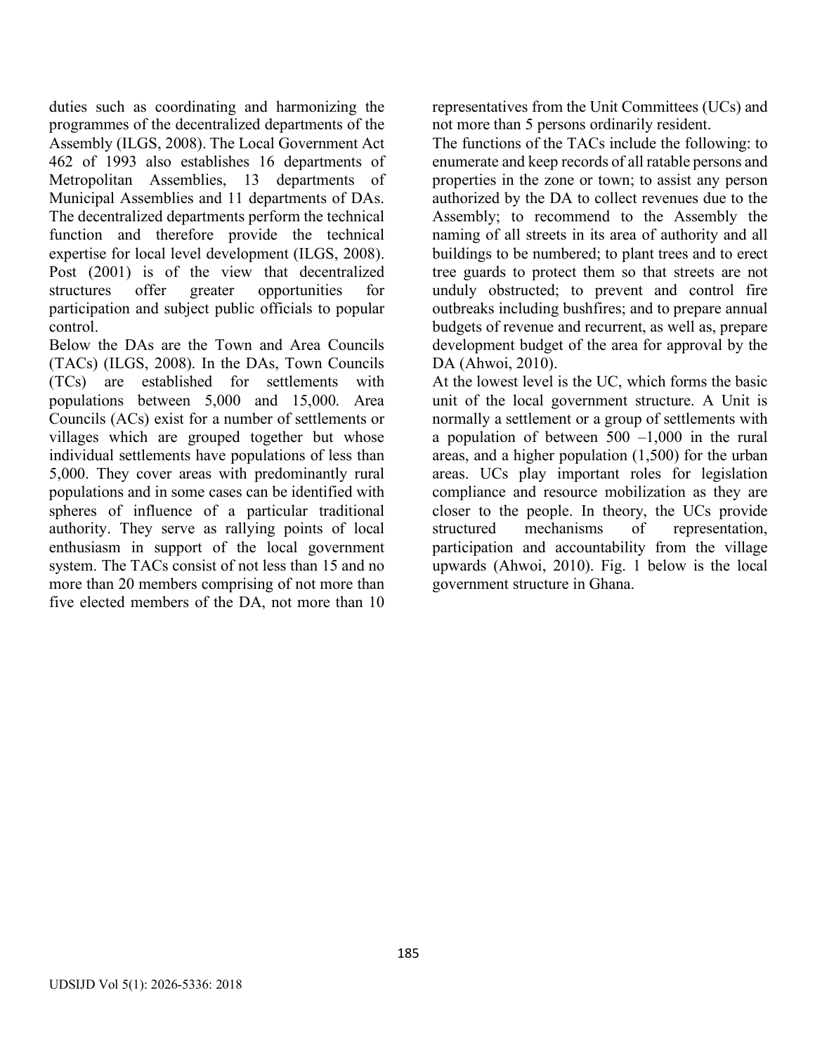duties such as coordinating and harmonizing the programmes of the decentralized departments of the Assembly (ILGS, 2008). The Local Government Act 462 of 1993 also establishes 16 departments of Metropolitan Assemblies, 13 departments of Municipal Assemblies and 11 departments of DAs. The decentralized departments perform the technical function and therefore provide the technical expertise for local level development (ILGS, 2008). Post (2001) is of the view that decentralized structures offer greater opportunities for participation and subject public officials to popular control.

Below the DAs are the Town and Area Councils (TACs) (ILGS, 2008). In the DAs, Town Councils (TCs) are established for settlements with populations between 5,000 and 15,000. Area Councils (ACs) exist for a number of settlements or villages which are grouped together but whose individual settlements have populations of less than 5,000. They cover areas with predominantly rural populations and in some cases can be identified with spheres of influence of a particular traditional authority. They serve as rallying points of local enthusiasm in support of the local government system. The TACs consist of not less than 15 and no more than 20 members comprising of not more than five elected members of the DA, not more than 10 representatives from the Unit Committees (UCs) and not more than 5 persons ordinarily resident.

The functions of the TACs include the following: to enumerate and keep records of all ratable persons and properties in the zone or town; to assist any person authorized by the DA to collect revenues due to the Assembly; to recommend to the Assembly the naming of all streets in its area of authority and all buildings to be numbered; to plant trees and to erect tree guards to protect them so that streets are not unduly obstructed; to prevent and control fire outbreaks including bushfires; and to prepare annual budgets of revenue and recurrent, as well as, prepare development budget of the area for approval by the DA (Ahwoi, 2010).

At the lowest level is the UC, which forms the basic unit of the local government structure. A Unit is normally a settlement or a group of settlements with a population of between 500 –1,000 in the rural areas, and a higher population (1,500) for the urban areas. UCs play important roles for legislation compliance and resource mobilization as they are closer to the people. In theory, the UCs provide structured mechanisms of representation, participation and accountability from the village upwards (Ahwoi, 2010). Fig. 1 below is the local government structure in Ghana.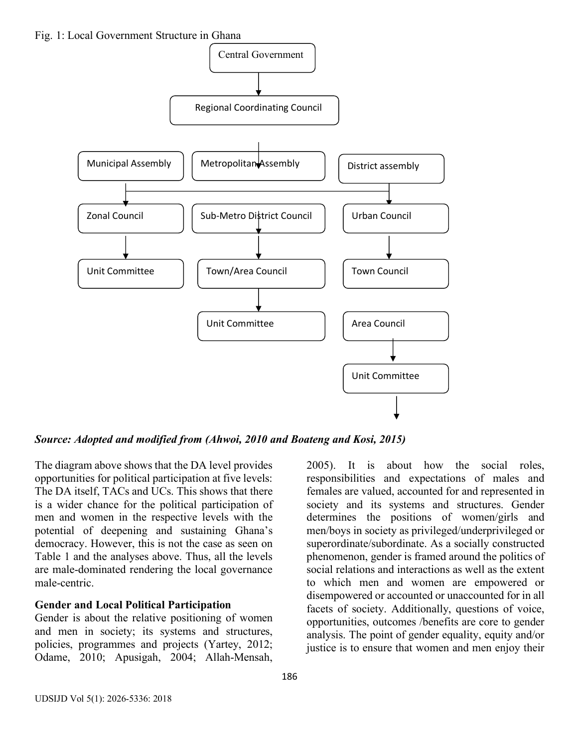Fig. 1: Local Government Structure in Ghana

Central Government → Regional Coordinating Council → Municipal Assembly | Metropolitan Assembly | District assembly

Municipal Assembly → Zonal Council → Unit Committee

Metropolitan Assembly → Sub-Metro District Council → Town/Area Council → Unit Committee

District assembly → Urban Council → Town Council; Area Council → Unit Committee

***Source: Adopted and modified from (Ahwoi, 2010 and Boateng and Kosi, 2015)***

The diagram above shows that the DA level provides opportunities for political participation at five levels: The DA itself, TACs and UCs. This shows that there is a wider chance for the political participation of men and women in the respective levels with the potential of deepening and sustaining Ghana's democracy. However, this is not the case as seen on Table 1 and the analyses above. Thus, all the levels are male-dominated rendering the local governance male-centric.

**Gender and Local Political Participation**

Gender is about the relative positioning of women and men in society; its systems and structures, policies, programmes and projects (Yartey, 2012; Odame, 2010; Apusigah, 2004; Allah-Mensah, 2005). It is about how the social roles, responsibilities and expectations of males and females are valued, accounted for and represented in society and its systems and structures. Gender determines the positions of women/girls and men/boys in society as privileged/underprivileged or superordinate/subordinate. As a socially constructed phenomenon, gender is framed around the politics of social relations and interactions as well as the extent to which men and women are empowered or disempowered or accounted or unaccounted for in all facets of society. Additionally, questions of voice, opportunities, outcomes /benefits are core to gender analysis. The point of gender equality, equity and/or justice is to ensure that women and men enjoy their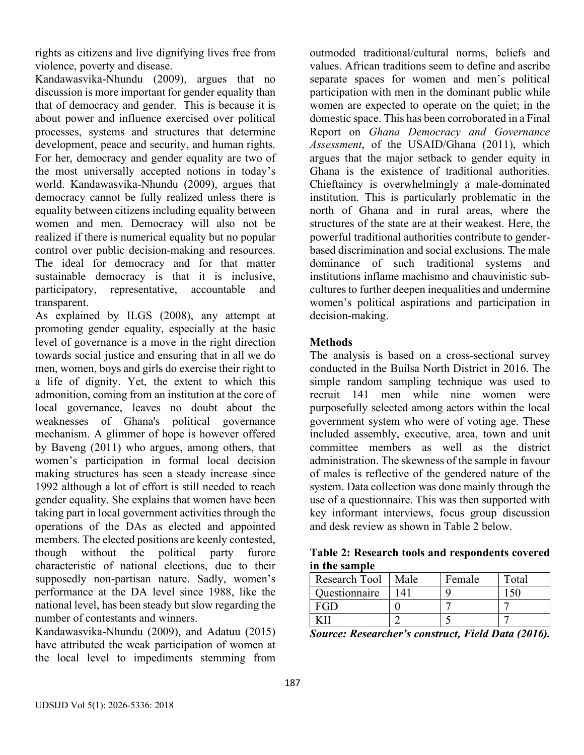rights as citizens and live dignifying lives free from violence, poverty and disease.

Kandawasvika-Nhundu (2009), argues that no discussion is more important for gender equality than that of democracy and gender. This is because it is about power and influence exercised over political processes, systems and structures that determine development, peace and security, and human rights. For her, democracy and gender equality are two of the most universally accepted notions in today's world. Kandawasvika-Nhundu (2009), argues that democracy cannot be fully realized unless there is equality between citizens including equality between women and men. Democracy will also not be realized if there is numerical equality but no popular control over public decision-making and resources. The ideal for democracy and for that matter sustainable democracy is that it is inclusive, participatory, representative, accountable and transparent.

As explained by ILGS (2008), any attempt at promoting gender equality, especially at the basic level of governance is a move in the right direction towards social justice and ensuring that in all we do men, women, boys and girls do exercise their right to a life of dignity. Yet, the extent to which this admonition, coming from an institution at the core of local governance, leaves no doubt about the weaknesses of Ghana's political governance mechanism. A glimmer of hope is however offered by Baveng (2011) who argues, among others, that women's participation in formal local decision making structures has seen a steady increase since 1992 although a lot of effort is still needed to reach gender equality. She explains that women have been taking part in local government activities through the operations of the DAs as elected and appointed members. The elected positions are keenly contested, though without the political party furore characteristic of national elections, due to their supposedly non-partisan nature. Sadly, women's performance at the DA level since 1988, like the national level, has been steady but slow regarding the number of contestants and winners.

Kandawasvika-Nhundu (2009), and Adatuu (2015) have attributed the weak participation of women at the local level to impediments stemming from outmoded traditional/cultural norms, beliefs and values. African traditions seem to define and ascribe separate spaces for women and men's political participation with men in the dominant public while women are expected to operate on the quiet; in the domestic space. This has been corroborated in a Final Report on *Ghana Democracy and Governance Assessment*, of the USAID/Ghana (2011), which argues that the major setback to gender equity in Ghana is the existence of traditional authorities. Chieftaincy is overwhelmingly a male-dominated institution. This is particularly problematic in the north of Ghana and in rural areas, where the structures of the state are at their weakest. Here, the powerful traditional authorities contribute to gender-based discrimination and social exclusions. The male dominance of such traditional systems and institutions inflame machismo and chauvinistic sub-cultures to further deepen inequalities and undermine women's political aspirations and participation in decision-making.

## Methods

The analysis is based on a cross-sectional survey conducted in the Builsa North District in 2016. The simple random sampling technique was used to recruit 141 men while nine women were purposefully selected among actors within the local government system who were of voting age. These included assembly, executive, area, town and unit committee members as well as the district administration. The skewness of the sample in favour of males is reflective of the gendered nature of the system. Data collection was done mainly through the use of a questionnaire. This was then supported with key informant interviews, focus group discussion and desk review as shown in Table 2 below.

**Table 2: Research tools and respondents covered in the sample**

| Research Tool | Male | Female | Total |
|---|---|---|---|
| Questionnaire | 141 | 9 | 150 |
| FGD | 0 | 7 | 7 |
| KII | 2 | 5 | 7 |

***Source: Researcher's construct, Field Data (2016).***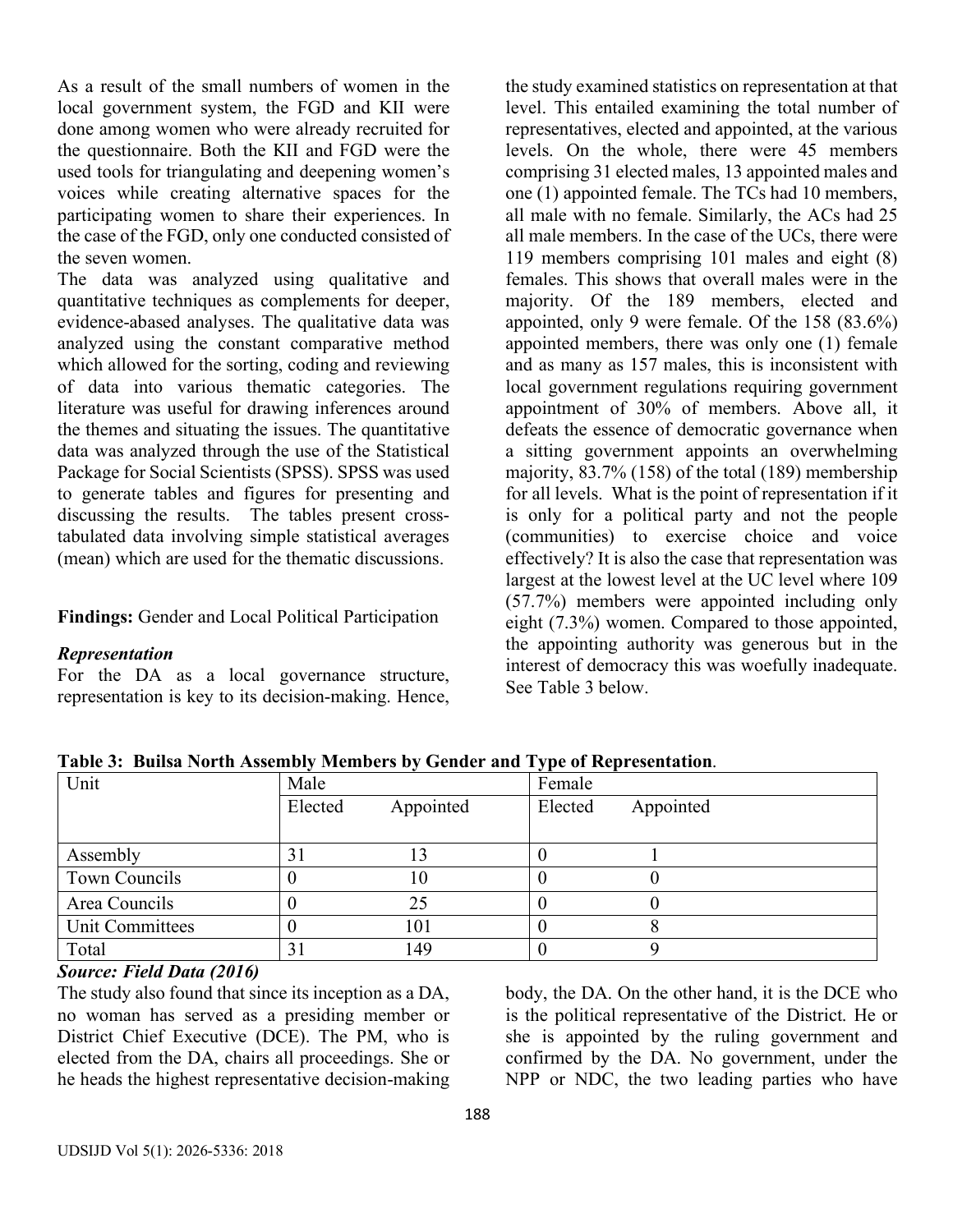As a result of the small numbers of women in the local government system, the FGD and KII were done among women who were already recruited for the questionnaire. Both the KII and FGD were the used tools for triangulating and deepening women's voices while creating alternative spaces for the participating women to share their experiences. In the case of the FGD, only one conducted consisted of the seven women.

The data was analyzed using qualitative and quantitative techniques as complements for deeper, evidence-abased analyses. The qualitative data was analyzed using the constant comparative method which allowed for the sorting, coding and reviewing of data into various thematic categories. The literature was useful for drawing inferences around the themes and situating the issues. The quantitative data was analyzed through the use of the Statistical Package for Social Scientists (SPSS). SPSS was used to generate tables and figures for presenting and discussing the results. The tables present cross-tabulated data involving simple statistical averages (mean) which are used for the thematic discussions.

**Findings:** Gender and Local Political Participation

***Representation***

For the DA as a local governance structure, representation is key to its decision-making. Hence, the study examined statistics on representation at that level. This entailed examining the total number of representatives, elected and appointed, at the various levels. On the whole, there were 45 members comprising 31 elected males, 13 appointed males and one (1) appointed female. The TCs had 10 members, all male with no female. Similarly, the ACs had 25 all male members. In the case of the UCs, there were 119 members comprising 101 males and eight (8) females. This shows that overall males were in the majority. Of the 189 members, elected and appointed, only 9 were female. Of the 158 (83.6%) appointed members, there was only one (1) female and as many as 157 males, this is inconsistent with local government regulations requiring government appointment of 30% of members. Above all, it defeats the essence of democratic governance when a sitting government appoints an overwhelming majority, 83.7% (158) of the total (189) membership for all levels. What is the point of representation if it is only for a political party and not the people (communities) to exercise choice and voice effectively? It is also the case that representation was largest at the lowest level at the UC level where 109 (57.7%) members were appointed including only eight (7.3%) women. Compared to those appointed, the appointing authority was generous but in the interest of democracy this was woefully inadequate. See Table 3 below.

**Table 3: Builsa North Assembly Members by Gender and Type of Representation**.

| Unit | Male | | Female | |
|---|---|---|---|---|
| | Elected | Appointed | Elected | Appointed |
| Assembly | 31 | 13 | 0 | 1 |
| Town Councils | 0 | 10 | 0 | 0 |
| Area Councils | 0 | 25 | 0 | 0 |
| Unit Committees | 0 | 101 | 0 | 8 |
| Total | 31 | 149 | 0 | 9 |

***Source: Field Data (2016)***

The study also found that since its inception as a DA, no woman has served as a presiding member or District Chief Executive (DCE). The PM, who is elected from the DA, chairs all proceedings. She or he heads the highest representative decision-making body, the DA. On the other hand, it is the DCE who is the political representative of the District. He or she is appointed by the ruling government and confirmed by the DA. No government, under the NPP or NDC, the two leading parties who have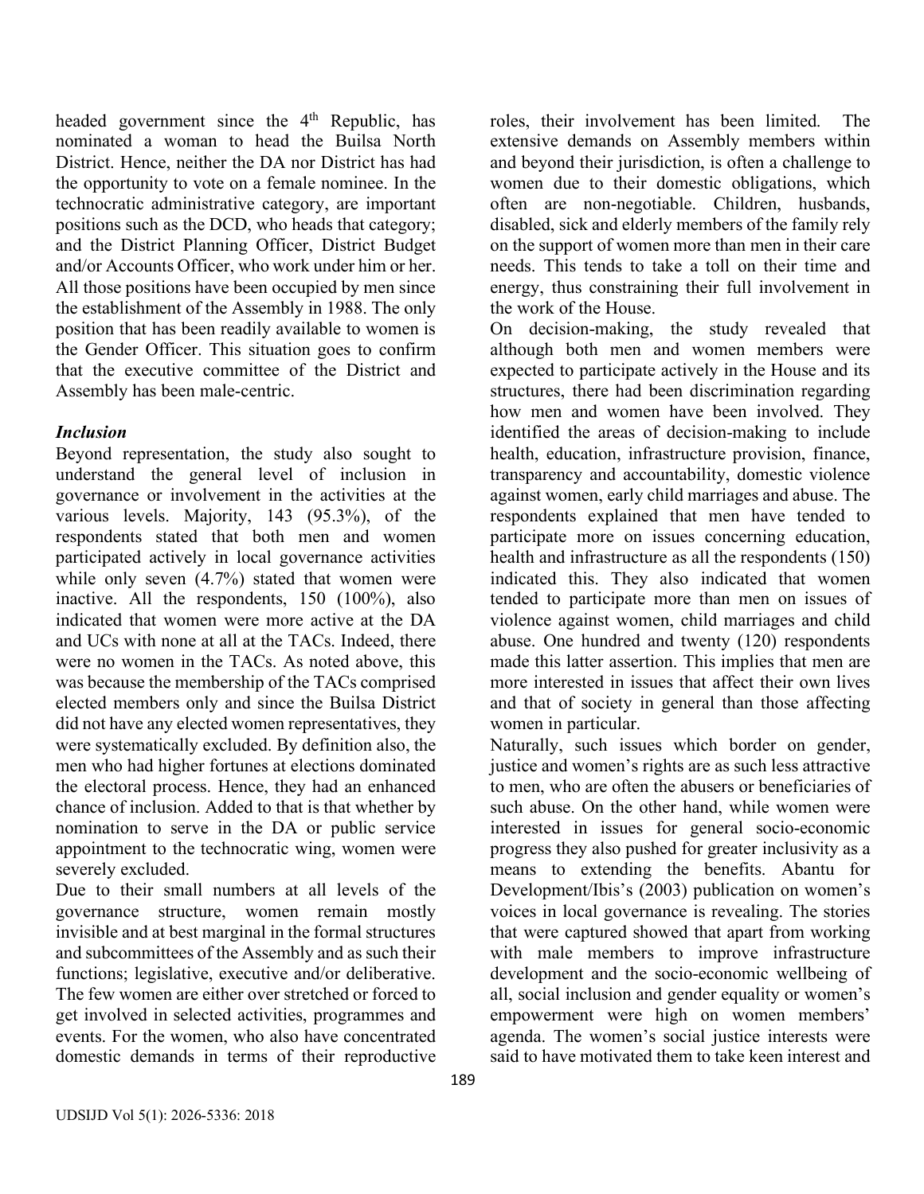headed government since the 4th Republic, has nominated a woman to head the Builsa North District. Hence, neither the DA nor District has had the opportunity to vote on a female nominee. In the technocratic administrative category, are important positions such as the DCD, who heads that category; and the District Planning Officer, District Budget and/or Accounts Officer, who work under him or her. All those positions have been occupied by men since the establishment of the Assembly in 1988. The only position that has been readily available to women is the Gender Officer. This situation goes to confirm that the executive committee of the District and Assembly has been male-centric.

### *Inclusion*

Beyond representation, the study also sought to understand the general level of inclusion in governance or involvement in the activities at the various levels. Majority, 143 (95.3%), of the respondents stated that both men and women participated actively in local governance activities while only seven (4.7%) stated that women were inactive. All the respondents, 150 (100%), also indicated that women were more active at the DA and UCs with none at all at the TACs. Indeed, there were no women in the TACs. As noted above, this was because the membership of the TACs comprised elected members only and since the Builsa District did not have any elected women representatives, they were systematically excluded. By definition also, the men who had higher fortunes at elections dominated the electoral process. Hence, they had an enhanced chance of inclusion. Added to that is that whether by nomination to serve in the DA or public service appointment to the technocratic wing, women were severely excluded.

Due to their small numbers at all levels of the governance structure, women remain mostly invisible and at best marginal in the formal structures and subcommittees of the Assembly and as such their functions; legislative, executive and/or deliberative. The few women are either over stretched or forced to get involved in selected activities, programmes and events. For the women, who also have concentrated domestic demands in terms of their reproductive roles, their involvement has been limited. The extensive demands on Assembly members within and beyond their jurisdiction, is often a challenge to women due to their domestic obligations, which often are non-negotiable. Children, husbands, disabled, sick and elderly members of the family rely on the support of women more than men in their care needs. This tends to take a toll on their time and energy, thus constraining their full involvement in the work of the House.

On decision-making, the study revealed that although both men and women members were expected to participate actively in the House and its structures, there had been discrimination regarding how men and women have been involved. They identified the areas of decision-making to include health, education, infrastructure provision, finance, transparency and accountability, domestic violence against women, early child marriages and abuse. The respondents explained that men have tended to participate more on issues concerning education, health and infrastructure as all the respondents (150) indicated this. They also indicated that women tended to participate more than men on issues of violence against women, child marriages and child abuse. One hundred and twenty (120) respondents made this latter assertion. This implies that men are more interested in issues that affect their own lives and that of society in general than those affecting women in particular.

Naturally, such issues which border on gender, justice and women's rights are as such less attractive to men, who are often the abusers or beneficiaries of such abuse. On the other hand, while women were interested in issues for general socio-economic progress they also pushed for greater inclusivity as a means to extending the benefits. Abantu for Development/Ibis's (2003) publication on women's voices in local governance is revealing. The stories that were captured showed that apart from working with male members to improve infrastructure development and the socio-economic wellbeing of all, social inclusion and gender equality or women's empowerment were high on women members' agenda. The women's social justice interests were said to have motivated them to take keen interest and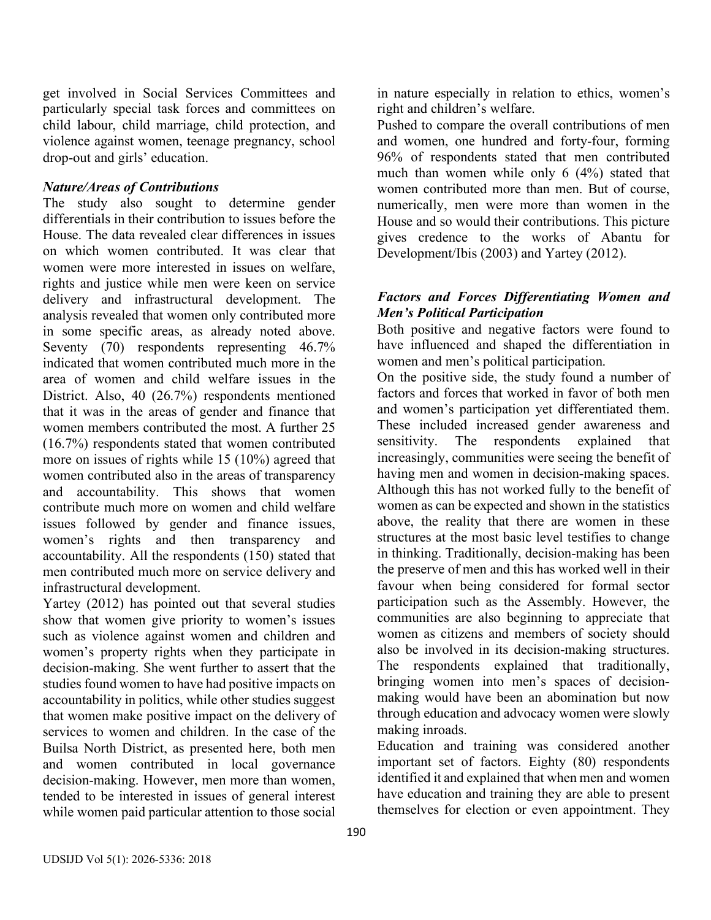get involved in Social Services Committees and particularly special task forces and committees on child labour, child marriage, child protection, and violence against women, teenage pregnancy, school drop-out and girls' education.

### *Nature/Areas of Contributions*

The study also sought to determine gender differentials in their contribution to issues before the House. The data revealed clear differences in issues on which women contributed. It was clear that women were more interested in issues on welfare, rights and justice while men were keen on service delivery and infrastructural development. The analysis revealed that women only contributed more in some specific areas, as already noted above. Seventy (70) respondents representing 46.7% indicated that women contributed much more in the area of women and child welfare issues in the District. Also, 40 (26.7%) respondents mentioned that it was in the areas of gender and finance that women members contributed the most. A further 25 (16.7%) respondents stated that women contributed more on issues of rights while 15 (10%) agreed that women contributed also in the areas of transparency and accountability. This shows that women contribute much more on women and child welfare issues followed by gender and finance issues, women's rights and then transparency and accountability. All the respondents (150) stated that men contributed much more on service delivery and infrastructural development.

Yartey (2012) has pointed out that several studies show that women give priority to women's issues such as violence against women and children and women's property rights when they participate in decision-making. She went further to assert that the studies found women to have had positive impacts on accountability in politics, while other studies suggest that women make positive impact on the delivery of services to women and children. In the case of the Builsa North District, as presented here, both men and women contributed in local governance decision-making. However, men more than women, tended to be interested in issues of general interest while women paid particular attention to those social in nature especially in relation to ethics, women's right and children's welfare.

Pushed to compare the overall contributions of men and women, one hundred and forty-four, forming 96% of respondents stated that men contributed much than women while only 6 (4%) stated that women contributed more than men. But of course, numerically, men were more than women in the House and so would their contributions. This picture gives credence to the works of Abantu for Development/Ibis (2003) and Yartey (2012).

### *Factors and Forces Differentiating Women and Men's Political Participation*

Both positive and negative factors were found to have influenced and shaped the differentiation in women and men's political participation.

On the positive side, the study found a number of factors and forces that worked in favor of both men and women's participation yet differentiated them. These included increased gender awareness and sensitivity. The respondents explained that increasingly, communities were seeing the benefit of having men and women in decision-making spaces. Although this has not worked fully to the benefit of women as can be expected and shown in the statistics above, the reality that there are women in these structures at the most basic level testifies to change in thinking. Traditionally, decision-making has been the preserve of men and this has worked well in their favour when being considered for formal sector participation such as the Assembly. However, the communities are also beginning to appreciate that women as citizens and members of society should also be involved in its decision-making structures. The respondents explained that traditionally, bringing women into men's spaces of decision-making would have been an abomination but now through education and advocacy women were slowly making inroads.

Education and training was considered another important set of factors. Eighty (80) respondents identified it and explained that when men and women have education and training they are able to present themselves for election or even appointment. They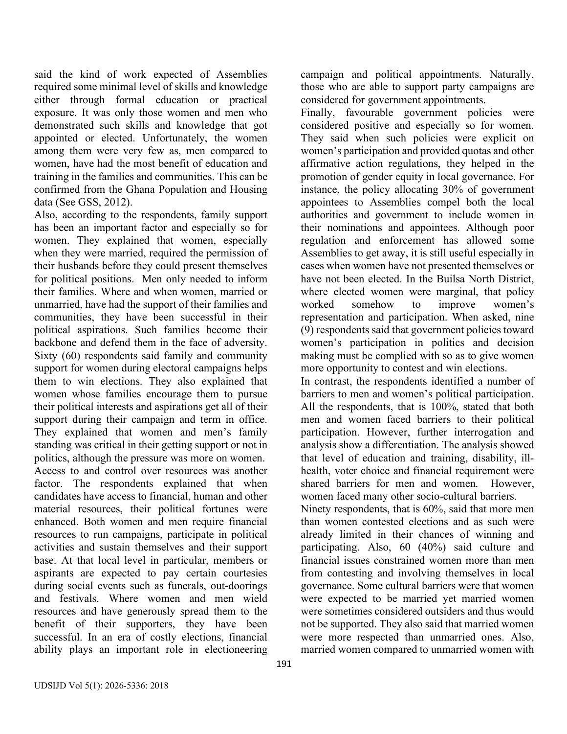said the kind of work expected of Assemblies required some minimal level of skills and knowledge either through formal education or practical exposure. It was only those women and men who demonstrated such skills and knowledge that got appointed or elected. Unfortunately, the women among them were very few as, men compared to women, have had the most benefit of education and training in the families and communities. This can be confirmed from the Ghana Population and Housing data (See GSS, 2012).

Also, according to the respondents, family support has been an important factor and especially so for women. They explained that women, especially when they were married, required the permission of their husbands before they could present themselves for political positions. Men only needed to inform their families. Where and when women, married or unmarried, have had the support of their families and communities, they have been successful in their political aspirations. Such families become their backbone and defend them in the face of adversity. Sixty (60) respondents said family and community support for women during electoral campaigns helps them to win elections. They also explained that women whose families encourage them to pursue their political interests and aspirations get all of their support during their campaign and term in office. They explained that women and men's family standing was critical in their getting support or not in politics, although the pressure was more on women.

Access to and control over resources was another factor. The respondents explained that when candidates have access to financial, human and other material resources, their political fortunes were enhanced. Both women and men require financial resources to run campaigns, participate in political activities and sustain themselves and their support base. At that local level in particular, members or aspirants are expected to pay certain courtesies during social events such as funerals, out-doorings and festivals. Where women and men wield resources and have generously spread them to the benefit of their supporters, they have been successful. In an era of costly elections, financial ability plays an important role in electioneering campaign and political appointments. Naturally, those who are able to support party campaigns are considered for government appointments.

Finally, favourable government policies were considered positive and especially so for women. They said when such policies were explicit on women's participation and provided quotas and other affirmative action regulations, they helped in the promotion of gender equity in local governance. For instance, the policy allocating 30% of government appointees to Assemblies compel both the local authorities and government to include women in their nominations and appointees. Although poor regulation and enforcement has allowed some Assemblies to get away, it is still useful especially in cases when women have not presented themselves or have not been elected. In the Builsa North District, where elected women were marginal, that policy worked somehow to improve women's representation and participation. When asked, nine (9) respondents said that government policies toward women's participation in politics and decision making must be complied with so as to give women more opportunity to contest and win elections.

In contrast, the respondents identified a number of barriers to men and women's political participation. All the respondents, that is 100%, stated that both men and women faced barriers to their political participation. However, further interrogation and analysis show a differentiation. The analysis showed that level of education and training, disability, ill-health, voter choice and financial requirement were shared barriers for men and women. However, women faced many other socio-cultural barriers.

Ninety respondents, that is 60%, said that more men than women contested elections and as such were already limited in their chances of winning and participating. Also, 60 (40%) said culture and financial issues constrained women more than men from contesting and involving themselves in local governance. Some cultural barriers were that women were expected to be married yet married women were sometimes considered outsiders and thus would not be supported. They also said that married women were more respected than unmarried ones. Also, married women compared to unmarried women with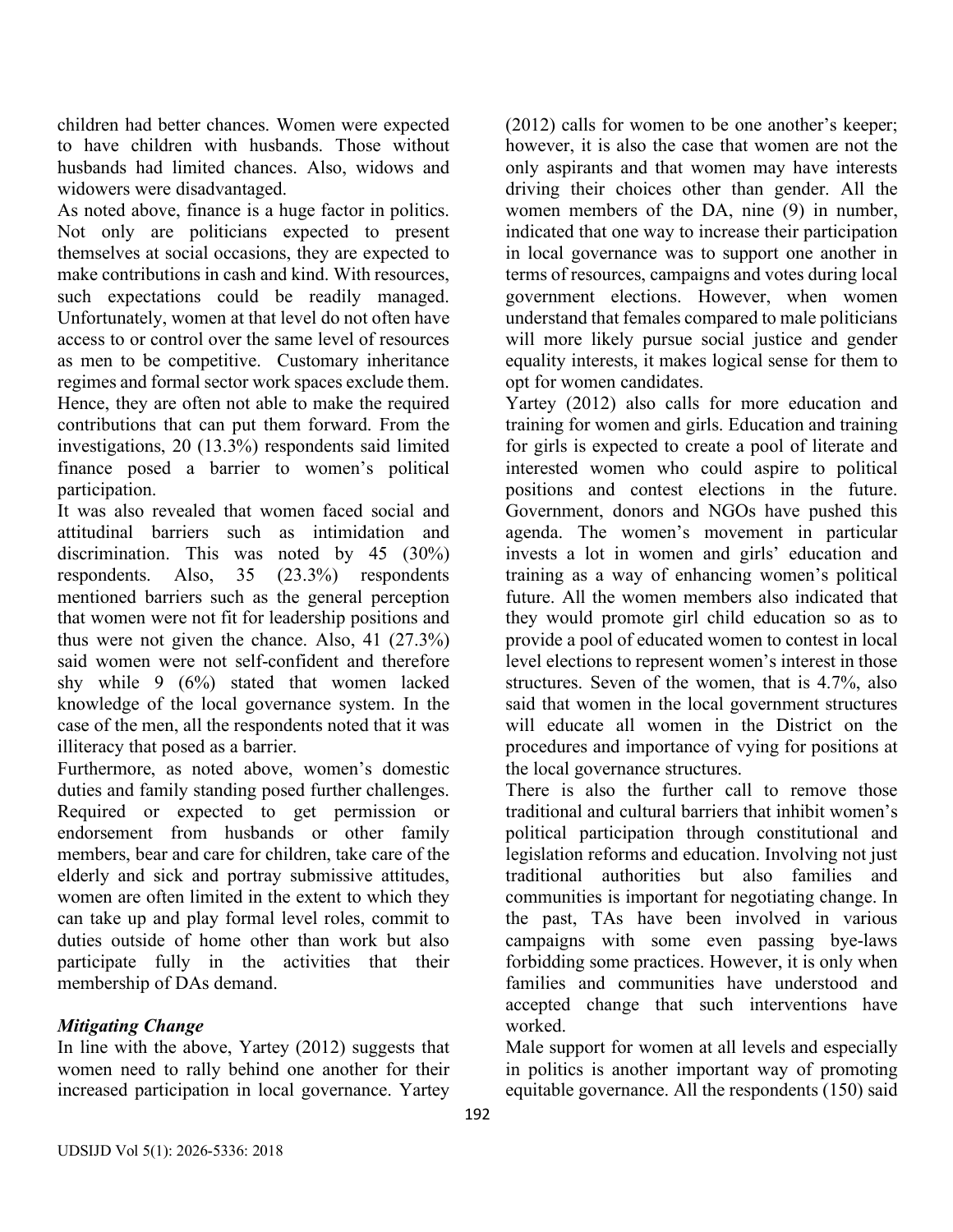children had better chances. Women were expected to have children with husbands. Those without husbands had limited chances. Also, widows and widowers were disadvantaged.

As noted above, finance is a huge factor in politics. Not only are politicians expected to present themselves at social occasions, they are expected to make contributions in cash and kind. With resources, such expectations could be readily managed. Unfortunately, women at that level do not often have access to or control over the same level of resources as men to be competitive. Customary inheritance regimes and formal sector work spaces exclude them. Hence, they are often not able to make the required contributions that can put them forward. From the investigations, 20 (13.3%) respondents said limited finance posed a barrier to women's political participation.

It was also revealed that women faced social and attitudinal barriers such as intimidation and discrimination. This was noted by 45 (30%) respondents. Also, 35 (23.3%) respondents mentioned barriers such as the general perception that women were not fit for leadership positions and thus were not given the chance. Also, 41 (27.3%) said women were not self-confident and therefore shy while 9 (6%) stated that women lacked knowledge of the local governance system. In the case of the men, all the respondents noted that it was illiteracy that posed as a barrier.

Furthermore, as noted above, women's domestic duties and family standing posed further challenges. Required or expected to get permission or endorsement from husbands or other family members, bear and care for children, take care of the elderly and sick and portray submissive attitudes, women are often limited in the extent to which they can take up and play formal level roles, commit to duties outside of home other than work but also participate fully in the activities that their membership of DAs demand.

***Mitigating Change***

In line with the above, Yartey (2012) suggests that women need to rally behind one another for their increased participation in local governance. Yartey (2012) calls for women to be one another's keeper; however, it is also the case that women are not the only aspirants and that women may have interests driving their choices other than gender. All the women members of the DA, nine (9) in number, indicated that one way to increase their participation in local governance was to support one another in terms of resources, campaigns and votes during local government elections. However, when women understand that females compared to male politicians will more likely pursue social justice and gender equality interests, it makes logical sense for them to opt for women candidates.

Yartey (2012) also calls for more education and training for women and girls. Education and training for girls is expected to create a pool of literate and interested women who could aspire to political positions and contest elections in the future. Government, donors and NGOs have pushed this agenda. The women's movement in particular invests a lot in women and girls' education and training as a way of enhancing women's political future. All the women members also indicated that they would promote girl child education so as to provide a pool of educated women to contest in local level elections to represent women's interest in those structures. Seven of the women, that is 4.7%, also said that women in the local government structures will educate all women in the District on the procedures and importance of vying for positions at the local governance structures.

There is also the further call to remove those traditional and cultural barriers that inhibit women's political participation through constitutional and legislation reforms and education. Involving not just traditional authorities but also families and communities is important for negotiating change. In the past, TAs have been involved in various campaigns with some even passing bye-laws forbidding some practices. However, it is only when families and communities have understood and accepted change that such interventions have worked.

Male support for women at all levels and especially in politics is another important way of promoting equitable governance. All the respondents (150) said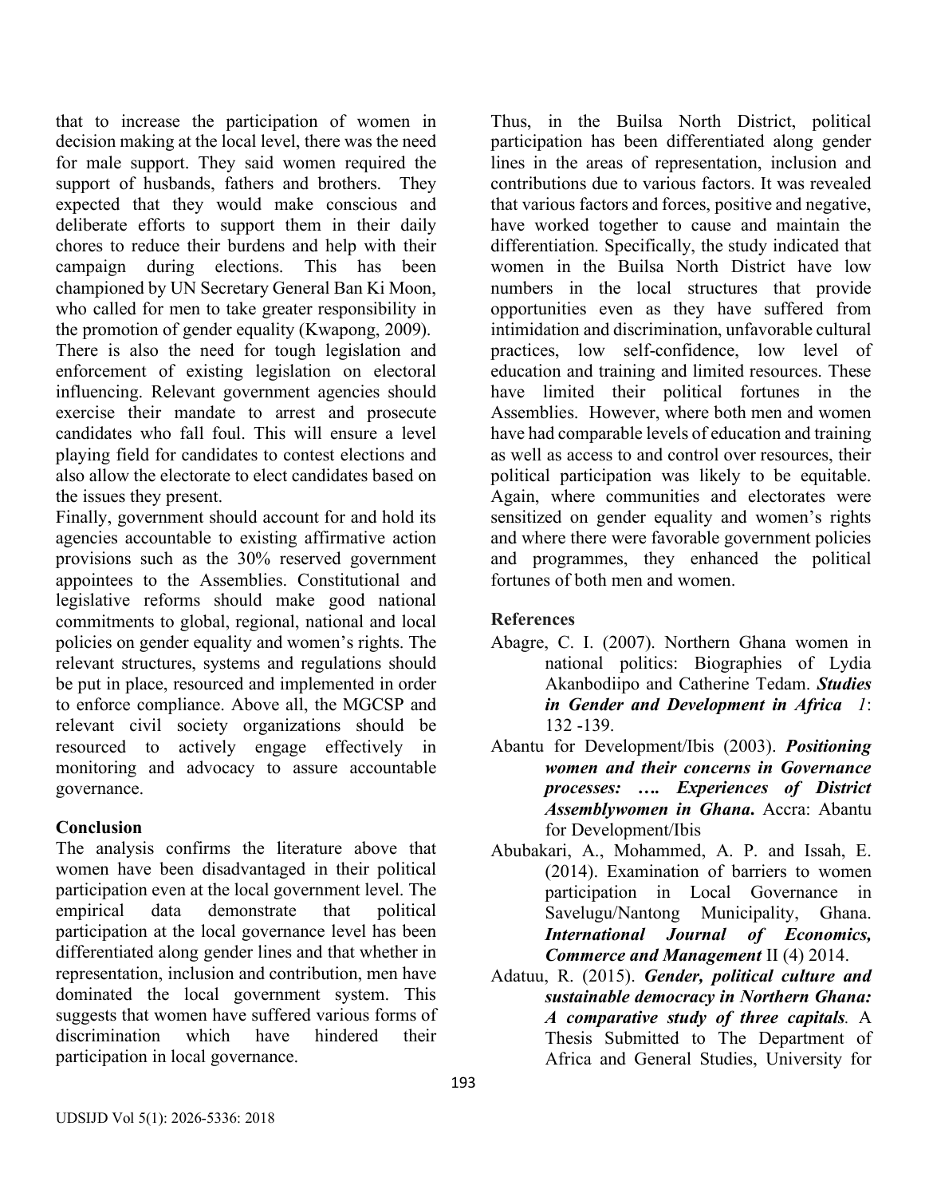that to increase the participation of women in decision making at the local level, there was the need for male support. They said women required the support of husbands, fathers and brothers. They expected that they would make conscious and deliberate efforts to support them in their daily chores to reduce their burdens and help with their campaign during elections. This has been championed by UN Secretary General Ban Ki Moon, who called for men to take greater responsibility in the promotion of gender equality (Kwapong, 2009).

There is also the need for tough legislation and enforcement of existing legislation on electoral influencing. Relevant government agencies should exercise their mandate to arrest and prosecute candidates who fall foul. This will ensure a level playing field for candidates to contest elections and also allow the electorate to elect candidates based on the issues they present.

Finally, government should account for and hold its agencies accountable to existing affirmative action provisions such as the 30% reserved government appointees to the Assemblies. Constitutional and legislative reforms should make good national commitments to global, regional, national and local policies on gender equality and women's rights. The relevant structures, systems and regulations should be put in place, resourced and implemented in order to enforce compliance. Above all, the MGCSP and relevant civil society organizations should be resourced to actively engage effectively in monitoring and advocacy to assure accountable governance.

## Conclusion

The analysis confirms the literature above that women have been disadvantaged in their political participation even at the local government level. The empirical data demonstrate that political participation at the local governance level has been differentiated along gender lines and that whether in representation, inclusion and contribution, men have dominated the local government system. This suggests that women have suffered various forms of discrimination which have hindered their participation in local governance.

Thus, in the Builsa North District, political participation has been differentiated along gender lines in the areas of representation, inclusion and contributions due to various factors. It was revealed that various factors and forces, positive and negative, have worked together to cause and maintain the differentiation. Specifically, the study indicated that women in the Builsa North District have low numbers in the local structures that provide opportunities even as they have suffered from intimidation and discrimination, unfavorable cultural practices, low self-confidence, low level of education and training and limited resources. These have limited their political fortunes in the Assemblies. However, where both men and women have had comparable levels of education and training as well as access to and control over resources, their political participation was likely to be equitable. Again, where communities and electorates were sensitized on gender equality and women's rights and where there were favorable government policies and programmes, they enhanced the political fortunes of both men and women.

## References

Abagre, C. I. (2007). Northern Ghana women in national politics: Biographies of Lydia Akanbodiipo and Catherine Tedam. ***Studies in Gender and Development in Africa 1***: 132 -139.

Abantu for Development/Ibis (2003). ***Positioning women and their concerns in Governance processes: …. Experiences of District Assemblywomen in Ghana.*** Accra: Abantu for Development/Ibis

Abubakari, A., Mohammed, A. P. and Issah, E. (2014). Examination of barriers to women participation in Local Governance in Savelugu/Nantong Municipality, Ghana. ***International Journal of Economics, Commerce and Management*** II (4) 2014.

Adatuu, R. (2015). ***Gender, political culture and sustainable democracy in Northern Ghana: A comparative study of three capitals.*** A Thesis Submitted to The Department of Africa and General Studies, University for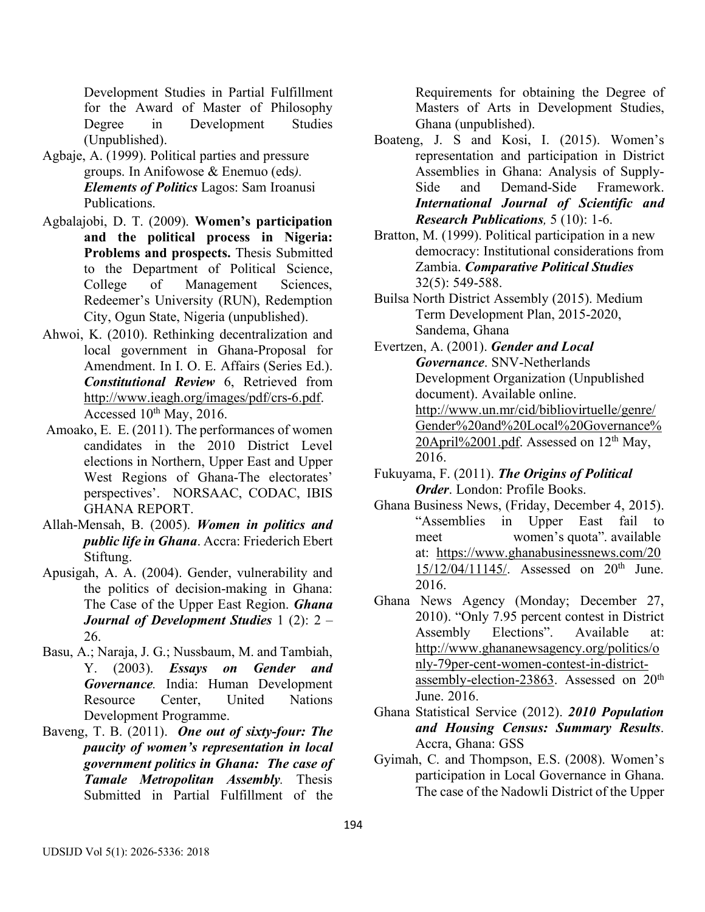Development Studies in Partial Fulfillment for the Award of Master of Philosophy Degree in Development Studies (Unpublished).

Agbaje, A. (1999). Political parties and pressure groups. In Anifowose & Enemuo (eds*). **Elements of Politics*** Lagos: Sam Iroanusi Publications.

Agbalajobi, D. T. (2009). **Women's participation and the political process in Nigeria: Problems and prospects.** Thesis Submitted to the Department of Political Science, College of Management Sciences, Redeemer's University (RUN), Redemption City, Ogun State, Nigeria (unpublished).

Ahwoi, K. (2010). Rethinking decentralization and local government in Ghana-Proposal for Amendment. In I. O. E. Affairs (Series Ed.). ***Constitutional Review*** 6, Retrieved from http://www.ieagh.org/images/pdf/crs-6.pdf. Accessed 10th May, 2016.

Amoako, E. E. (2011). The performances of women candidates in the 2010 District Level elections in Northern, Upper East and Upper West Regions of Ghana-The electorates' perspectives'. NORSAAC, CODAC, IBIS GHANA REPORT.

Allah-Mensah, B. (2005). ***Women in politics and public life in Ghana***. Accra: Friederich Ebert Stiftung.

Apusigah, A. A. (2004). Gender, vulnerability and the politics of decision-making in Ghana: The Case of the Upper East Region. ***Ghana Journal of Development Studies*** 1 (2): 2 – 26.

Basu, A.; Naraja, J. G.; Nussbaum, M. and Tambiah, Y. (2003). ***Essays on Gender and Governance****.* India: Human Development Resource Center, United Nations Development Programme.

Baveng, T. B. (2011). ***One out of sixty-four: The paucity of women's representation in local government politics in Ghana: The case of Tamale Metropolitan Assembly****.* Thesis Submitted in Partial Fulfillment of the Requirements for obtaining the Degree of Masters of Arts in Development Studies, Ghana (unpublished).

Boateng, J. S and Kosi, I. (2015). Women's representation and participation in District Assemblies in Ghana: Analysis of Supply-Side and Demand-Side Framework. ***International Journal of Scientific and Research Publications****,* 5 (10): 1-6.

Bratton, M. (1999). Political participation in a new democracy: Institutional considerations from Zambia. ***Comparative Political Studies*** 32(5): 549-588.

Builsa North District Assembly (2015). Medium Term Development Plan, 2015-2020, Sandema, Ghana

Evertzen, A. (2001). ***Gender and Local Governance***. SNV-Netherlands Development Organization (Unpublished document). Available online. http://www.un.mr/cid/bibliovirtuelle/genre/Gender%20and%20Local%20Governance%20April%2001.pdf. Assessed on 12th May, 2016.

Fukuyama, F. (2011). ***The Origins of Political Order***. London: Profile Books.

Ghana Business News, (Friday, December 4, 2015). "Assemblies in Upper East fail to meet women's quota". available at: https://www.ghanabusinessnews.com/2015/12/04/11145/. Assessed on 20th June. 2016.

Ghana News Agency (Monday; December 27, 2010). "Only 7.95 percent contest in District Assembly Elections". Available at: http://www.ghananewsagency.org/politics/only-79per-cent-women-contest-in-district-assembly-election-23863. Assessed on 20th June. 2016.

Ghana Statistical Service (2012). ***2010 Population and Housing Census: Summary Results***. Accra, Ghana: GSS

Gyimah, C. and Thompson, E.S. (2008). Women's participation in Local Governance in Ghana. The case of the Nadowli District of the Upper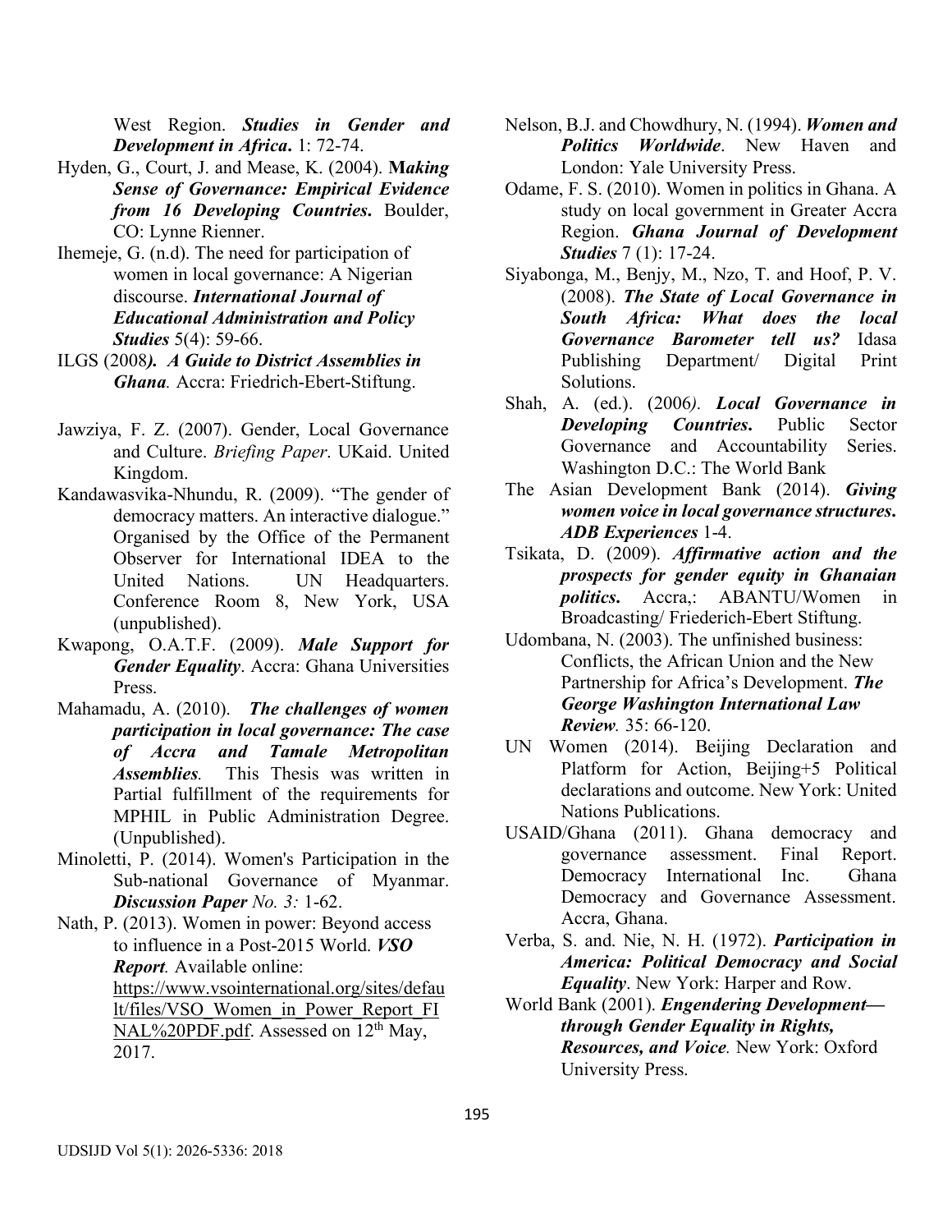West Region. ***Studies in Gender and Development in Africa*.** 1: 72-74.

Hyden, G., Court, J. and Mease, K. (2004). **M*aking Sense of Governance: Empirical Evidence from 16 Developing Countries*.** Boulder, CO: Lynne Rienner.

Ihemeje, G. (n.d). The need for participation of women in local governance: A Nigerian discourse. ***International Journal of Educational Administration and Policy Studies*** 5(4): 59-66.

ILGS (2008***).  A Guide to District Assemblies in Ghana**.* Accra: Friedrich-Ebert-Stiftung.

Jawziya, F. Z. (2007). Gender, Local Governance and Culture. *Briefing Paper*. UKaid. United Kingdom.

Kandawasvika-Nhundu, R. (2009). "The gender of democracy matters. An interactive dialogue." Organised by the Office of the Permanent Observer for International IDEA to the United Nations. UN Headquarters. Conference Room 8, New York, USA (unpublished).

Kwapong, O.A.T.F. (2009). ***Male Support for Gender Equality***. Accra: Ghana Universities Press.

Mahamadu, A. (2010). ***The challenges of women participation in local governance: The case of Accra and Tamale Metropolitan Assemblies**.* This Thesis was written in Partial fulfillment of the requirements for MPHIL in Public Administration Degree. (Unpublished).

Minoletti, P. (2014). Women's Participation in the Sub-national Governance of Myanmar. ***Discussion Paper** No. 3:* 1-62.

Nath, P. (2013). Women in power: Beyond access to influence in a Post-2015 World. ***VSO Report**.* Available online: https://www.vsointernational.org/sites/default/files/VSO_Women_in_Power_Report_FINAL%20PDF.pdf. Assessed on 12th May, 2017.

Nelson, B.J. and Chowdhury, N. (1994). ***Women and Politics Worldwide***. New Haven and London: Yale University Press.

Odame, F. S. (2010). Women in politics in Ghana. A study on local government in Greater Accra Region. ***Ghana Journal of Development Studies*** 7 (1): 17-24.

Siyabonga, M., Benjy, M., Nzo, T. and Hoof, P. V. (2008). ***The State of Local Governance in South Africa: What does the local Governance Barometer tell us?*** Idasa Publishing Department/ Digital Print Solutions.

Shah, A. (ed.). (2006*).* ***Local Governance in Developing Countries*.** Public Sector Governance and Accountability Series. Washington D.C.: The World Bank

The Asian Development Bank (2014). ***Giving women voice in local governance structures*. *ADB Experiences*** 1-4.

Tsikata, D. (2009). ***Affirmative action and the prospects for gender equity in Ghanaian politics*.** Accra,: ABANTU/Women in Broadcasting/ Friederich-Ebert Stiftung.

Udombana, N. (2003). The unfinished business: Conflicts, the African Union and the New Partnership for Africa's Development. ***The George Washington International Law Review**.* 35: 66-120.

UN Women (2014). Beijing Declaration and Platform for Action, Beijing+5 Political declarations and outcome. New York: United Nations Publications.

USAID/Ghana (2011). Ghana democracy and governance assessment. Final Report. Democracy International Inc. Ghana Democracy and Governance Assessment. Accra, Ghana.

Verba, S. and. Nie, N. H. (1972). ***Participation in America: Political Democracy and Social Equality***. New York: Harper and Row.

World Bank (2001). ***Engendering Development—through Gender Equality in Rights, Resources, and Voice**.* New York: Oxford University Press.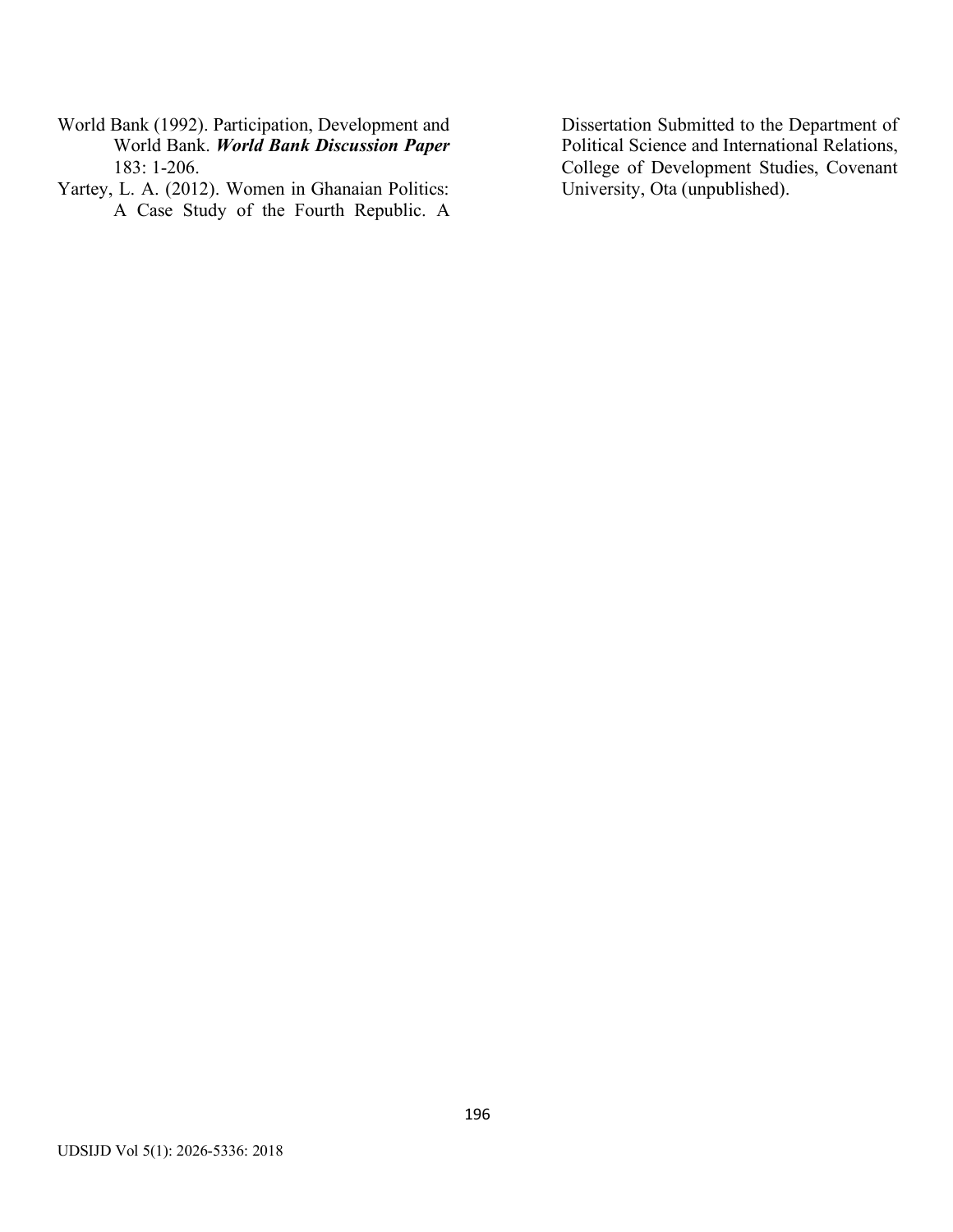World Bank (1992). Participation, Development and World Bank. ***World Bank Discussion Paper*** 183: 1-206.

Yartey, L. A. (2012). Women in Ghanaian Politics: A Case Study of the Fourth Republic. A Dissertation Submitted to the Department of Political Science and International Relations, College of Development Studies, Covenant University, Ota (unpublished).